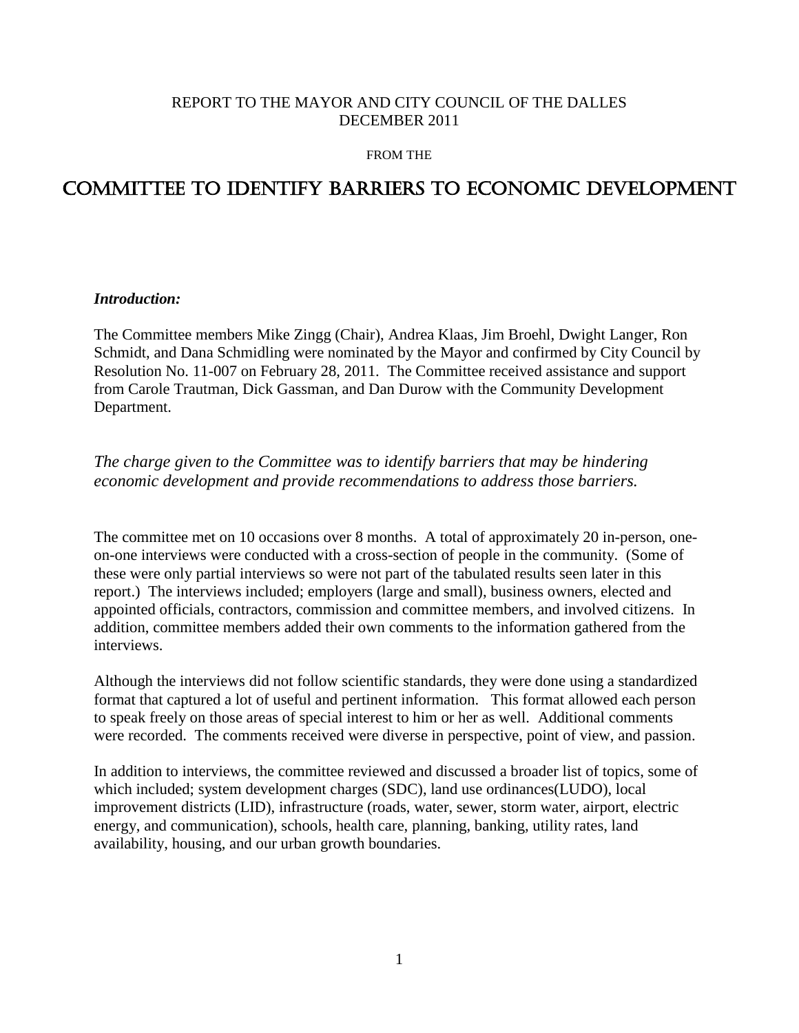REPORT TO THE MAYOR AND CITY COUNCIL OF THE DALLES
DECEMBER 2011

FROM THE

# COMMITTEE TO IDENTIFY BARRIERS TO ECONOMIC DEVELOPMENT

***Introduction:***

The Committee members Mike Zingg (Chair), Andrea Klaas, Jim Broehl, Dwight Langer, Ron Schmidt, and Dana Schmidling were nominated by the Mayor and confirmed by City Council by Resolution No. 11-007 on February 28, 2011. The Committee received assistance and support from Carole Trautman, Dick Gassman, and Dan Durow with the Community Development Department.

*The charge given to the Committee was to identify barriers that may be hindering economic development and provide recommendations to address those barriers.*

The committee met on 10 occasions over 8 months. A total of approximately 20 in-person, one-on-one interviews were conducted with a cross-section of people in the community. (Some of these were only partial interviews so were not part of the tabulated results seen later in this report.) The interviews included; employers (large and small), business owners, elected and appointed officials, contractors, commission and committee members, and involved citizens. In addition, committee members added their own comments to the information gathered from the interviews.

Although the interviews did not follow scientific standards, they were done using a standardized format that captured a lot of useful and pertinent information. This format allowed each person to speak freely on those areas of special interest to him or her as well. Additional comments were recorded. The comments received were diverse in perspective, point of view, and passion.

In addition to interviews, the committee reviewed and discussed a broader list of topics, some of which included; system development charges (SDC), land use ordinances(LUDO), local improvement districts (LID), infrastructure (roads, water, sewer, storm water, airport, electric energy, and communication), schools, health care, planning, banking, utility rates, land availability, housing, and our urban growth boundaries.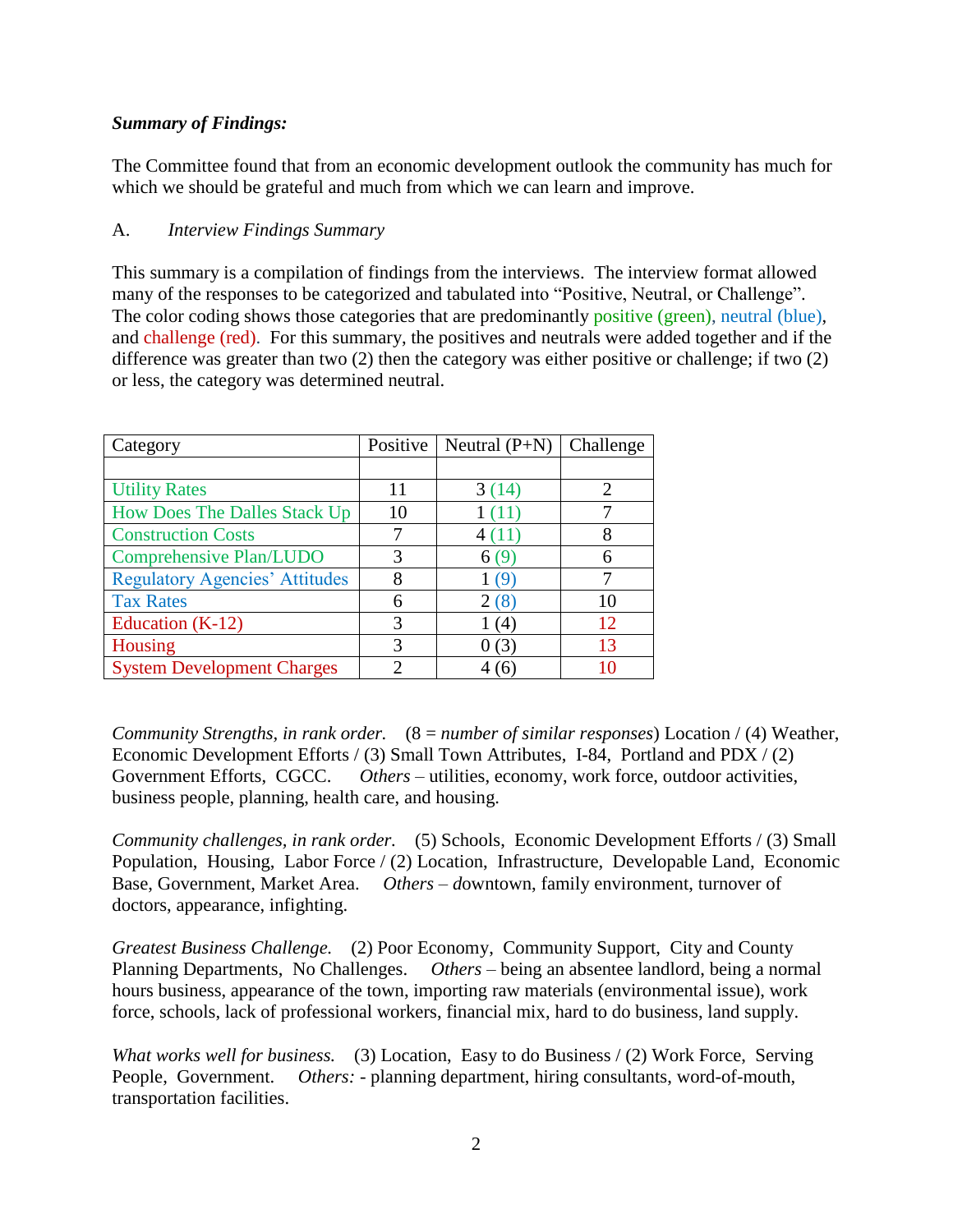***Summary of Findings:***

The Committee found that from an economic development outlook the community has much for which we should be grateful and much from which we can learn and improve.

A. *Interview Findings Summary*

This summary is a compilation of findings from the interviews. The interview format allowed many of the responses to be categorized and tabulated into "Positive, Neutral, or Challenge". The color coding shows those categories that are predominantly positive (green), neutral (blue), and challenge (red). For this summary, the positives and neutrals were added together and if the difference was greater than two (2) then the category was either positive or challenge; if two (2) or less, the category was determined neutral.

| Category | Positive | Neutral (P+N) | Challenge |
|---|---|---|---|
| | | | |
| Utility Rates | 11 | 3 (14) | 2 |
| How Does The Dalles Stack Up | 10 | 1 (11) | 7 |
| Construction Costs | 7 | 4 (11) | 8 |
| Comprehensive Plan/LUDO | 3 | 6 (9) | 6 |
| Regulatory Agencies' Attitudes | 8 | 1 (9) | 7 |
| Tax Rates | 6 | 2 (8) | 10 |
| Education (K-12) | 3 | 1 (4) | 12 |
| Housing | 3 | 0 (3) | 13 |
| System Development Charges | 2 | 4 (6) | 10 |

*Community Strengths, in rank order.* (8 = *number of similar responses*) Location / (4) Weather, Economic Development Efforts / (3) Small Town Attributes, I-84, Portland and PDX / (2) Government Efforts, CGCC. *Others* – utilities, economy, work force, outdoor activities, business people, planning, health care, and housing.

*Community challenges, in rank order.* (5) Schools, Economic Development Efforts / (3) Small Population, Housing, Labor Force / (2) Location, Infrastructure, Developable Land, Economic Base, Government, Market Area. *Others* – downtown, family environment, turnover of doctors, appearance, infighting.

*Greatest Business Challenge.* (2) Poor Economy, Community Support, City and County Planning Departments, No Challenges. *Others* – being an absentee landlord, being a normal hours business, appearance of the town, importing raw materials (environmental issue), work force, schools, lack of professional workers, financial mix, hard to do business, land supply.

*What works well for business.* (3) Location, Easy to do Business / (2) Work Force, Serving People, Government. *Others:* - planning department, hiring consultants, word-of-mouth, transportation facilities.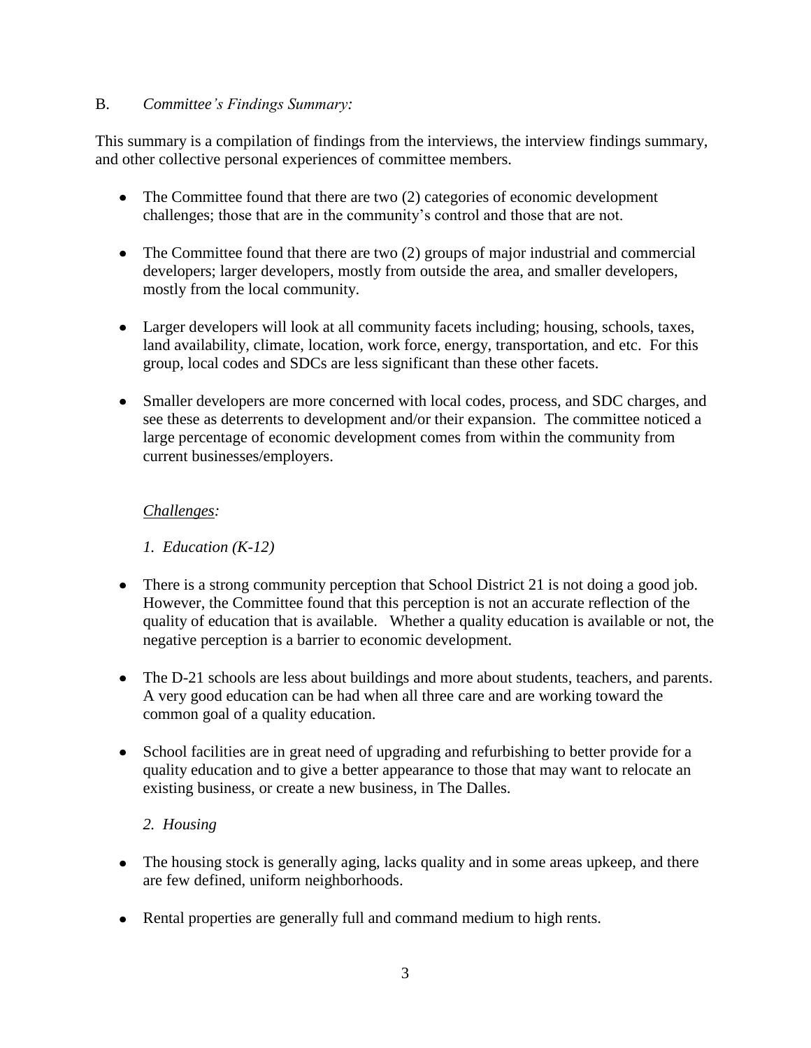B. *Committee's Findings Summary:*

This summary is a compilation of findings from the interviews, the interview findings summary, and other collective personal experiences of committee members.

- The Committee found that there are two (2) categories of economic development challenges; those that are in the community's control and those that are not.
- The Committee found that there are two (2) groups of major industrial and commercial developers; larger developers, mostly from outside the area, and smaller developers, mostly from the local community.
- Larger developers will look at all community facets including; housing, schools, taxes, land availability, climate, location, work force, energy, transportation, and etc. For this group, local codes and SDCs are less significant than these other facets.
- Smaller developers are more concerned with local codes, process, and SDC charges, and see these as deterrents to development and/or their expansion. The committee noticed a large percentage of economic development comes from within the community from current businesses/employers.

*Challenges:*

*1. Education (K-12)*

- There is a strong community perception that School District 21 is not doing a good job. However, the Committee found that this perception is not an accurate reflection of the quality of education that is available. Whether a quality education is available or not, the negative perception is a barrier to economic development.
- The D-21 schools are less about buildings and more about students, teachers, and parents. A very good education can be had when all three care and are working toward the common goal of a quality education.
- School facilities are in great need of upgrading and refurbishing to better provide for a quality education and to give a better appearance to those that may want to relocate an existing business, or create a new business, in The Dalles.

*2. Housing*

- The housing stock is generally aging, lacks quality and in some areas upkeep, and there are few defined, uniform neighborhoods.
- Rental properties are generally full and command medium to high rents.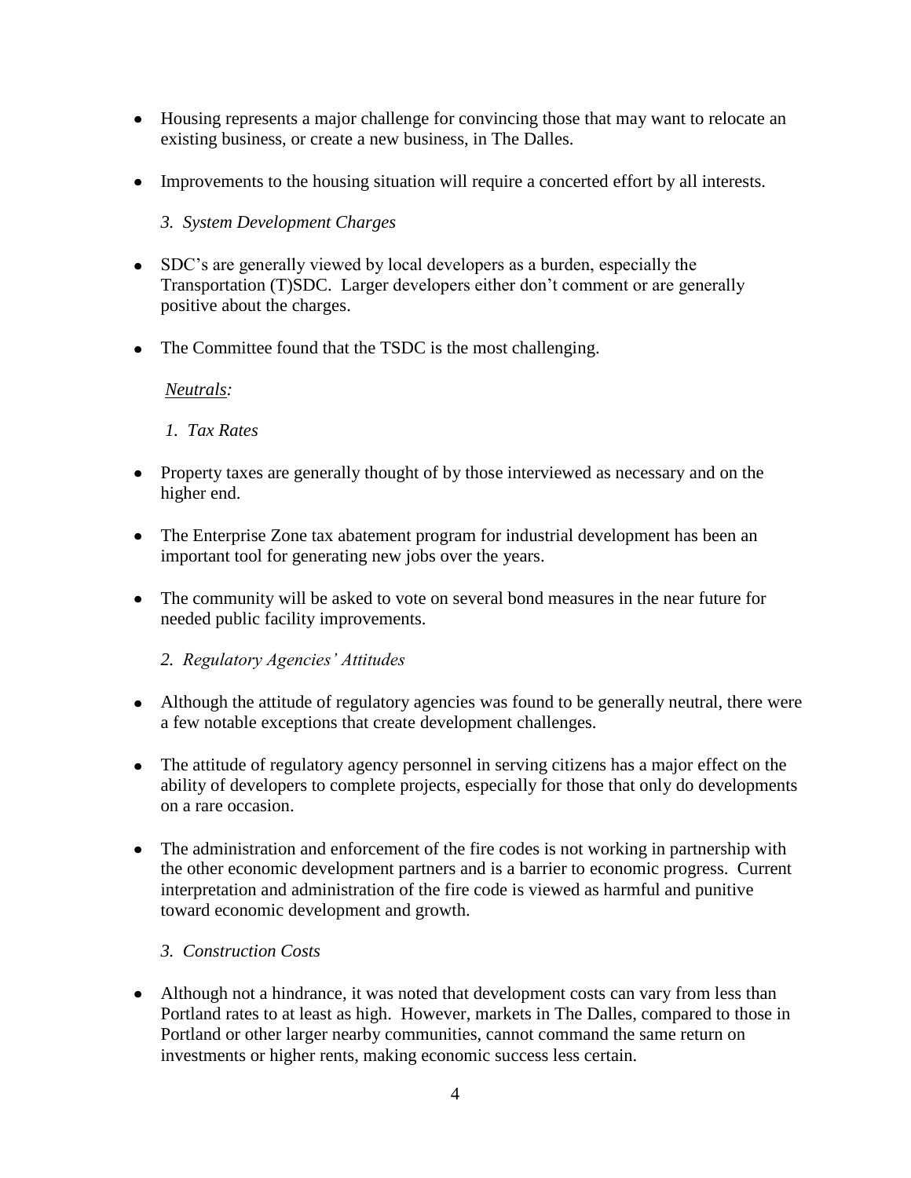- Housing represents a major challenge for convincing those that may want to relocate an existing business, or create a new business, in The Dalles.
- Improvements to the housing situation will require a concerted effort by all interests.

*3. System Development Charges*

- SDC's are generally viewed by local developers as a burden, especially the Transportation (T)SDC. Larger developers either don't comment or are generally positive about the charges.
- The Committee found that the TSDC is the most challenging.

*Neutrals:*

*1. Tax Rates*

- Property taxes are generally thought of by those interviewed as necessary and on the higher end.
- The Enterprise Zone tax abatement program for industrial development has been an important tool for generating new jobs over the years.
- The community will be asked to vote on several bond measures in the near future for needed public facility improvements.

*2. Regulatory Agencies' Attitudes*

- Although the attitude of regulatory agencies was found to be generally neutral, there were a few notable exceptions that create development challenges.
- The attitude of regulatory agency personnel in serving citizens has a major effect on the ability of developers to complete projects, especially for those that only do developments on a rare occasion.
- The administration and enforcement of the fire codes is not working in partnership with the other economic development partners and is a barrier to economic progress. Current interpretation and administration of the fire code is viewed as harmful and punitive toward economic development and growth.

*3. Construction Costs*

- Although not a hindrance, it was noted that development costs can vary from less than Portland rates to at least as high. However, markets in The Dalles, compared to those in Portland or other larger nearby communities, cannot command the same return on investments or higher rents, making economic success less certain.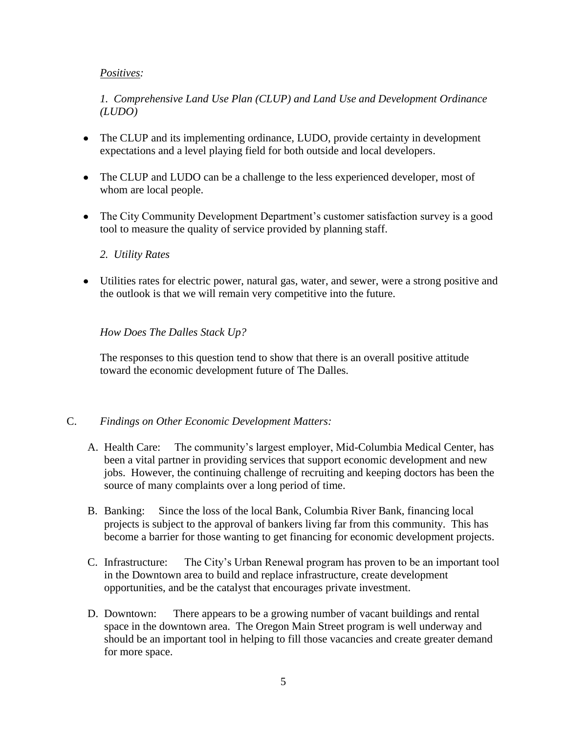*Positives:*

*1. Comprehensive Land Use Plan (CLUP) and Land Use and Development Ordinance (LUDO)*

- The CLUP and its implementing ordinance, LUDO, provide certainty in development expectations and a level playing field for both outside and local developers.
- The CLUP and LUDO can be a challenge to the less experienced developer, most of whom are local people.
- The City Community Development Department's customer satisfaction survey is a good tool to measure the quality of service provided by planning staff.

*2. Utility Rates*

- Utilities rates for electric power, natural gas, water, and sewer, were a strong positive and the outlook is that we will remain very competitive into the future.

*How Does The Dalles Stack Up?*

The responses to this question tend to show that there is an overall positive attitude toward the economic development future of The Dalles.

C. *Findings on Other Economic Development Matters:*

A. Health Care: The community's largest employer, Mid-Columbia Medical Center, has been a vital partner in providing services that support economic development and new jobs. However, the continuing challenge of recruiting and keeping doctors has been the source of many complaints over a long period of time.

B. Banking: Since the loss of the local Bank, Columbia River Bank, financing local projects is subject to the approval of bankers living far from this community. This has become a barrier for those wanting to get financing for economic development projects.

C. Infrastructure: The City's Urban Renewal program has proven to be an important tool in the Downtown area to build and replace infrastructure, create development opportunities, and be the catalyst that encourages private investment.

D. Downtown: There appears to be a growing number of vacant buildings and rental space in the downtown area. The Oregon Main Street program is well underway and should be an important tool in helping to fill those vacancies and create greater demand for more space.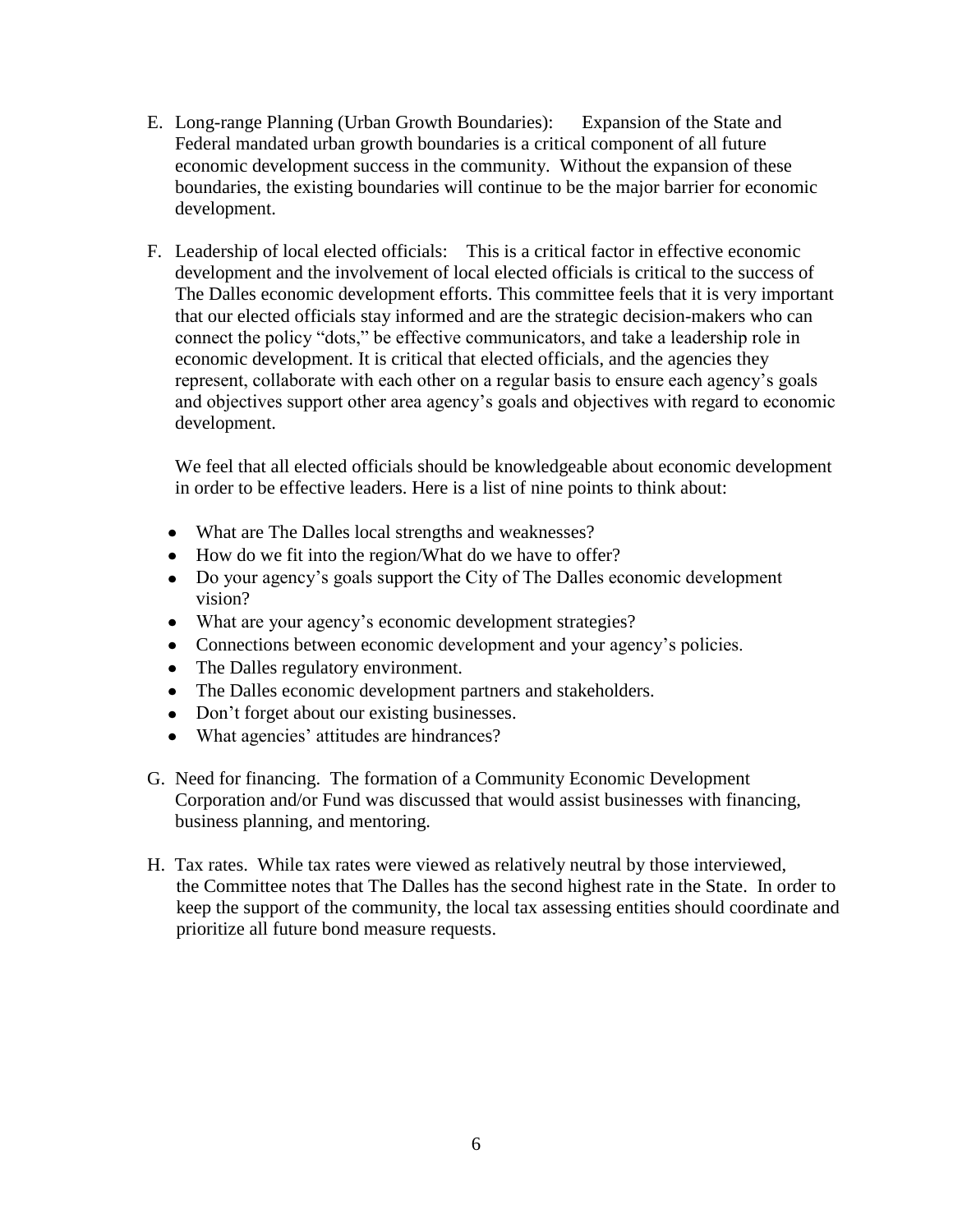E. Long-range Planning (Urban Growth Boundaries): Expansion of the State and Federal mandated urban growth boundaries is a critical component of all future economic development success in the community. Without the expansion of these boundaries, the existing boundaries will continue to be the major barrier for economic development.

F. Leadership of local elected officials: This is a critical factor in effective economic development and the involvement of local elected officials is critical to the success of The Dalles economic development efforts. This committee feels that it is very important that our elected officials stay informed and are the strategic decision-makers who can connect the policy "dots," be effective communicators, and take a leadership role in economic development. It is critical that elected officials, and the agencies they represent, collaborate with each other on a regular basis to ensure each agency's goals and objectives support other area agency's goals and objectives with regard to economic development.

   We feel that all elected officials should be knowledgeable about economic development in order to be effective leaders. Here is a list of nine points to think about:

   - What are The Dalles local strengths and weaknesses?
   - How do we fit into the region/What do we have to offer?
   - Do your agency's goals support the City of The Dalles economic development vision?
   - What are your agency's economic development strategies?
   - Connections between economic development and your agency's policies.
   - The Dalles regulatory environment.
   - The Dalles economic development partners and stakeholders.
   - Don't forget about our existing businesses.
   - What agencies' attitudes are hindrances?

G. Need for financing. The formation of a Community Economic Development Corporation and/or Fund was discussed that would assist businesses with financing, business planning, and mentoring.

H. Tax rates. While tax rates were viewed as relatively neutral by those interviewed, the Committee notes that The Dalles has the second highest rate in the State. In order to keep the support of the community, the local tax assessing entities should coordinate and prioritize all future bond measure requests.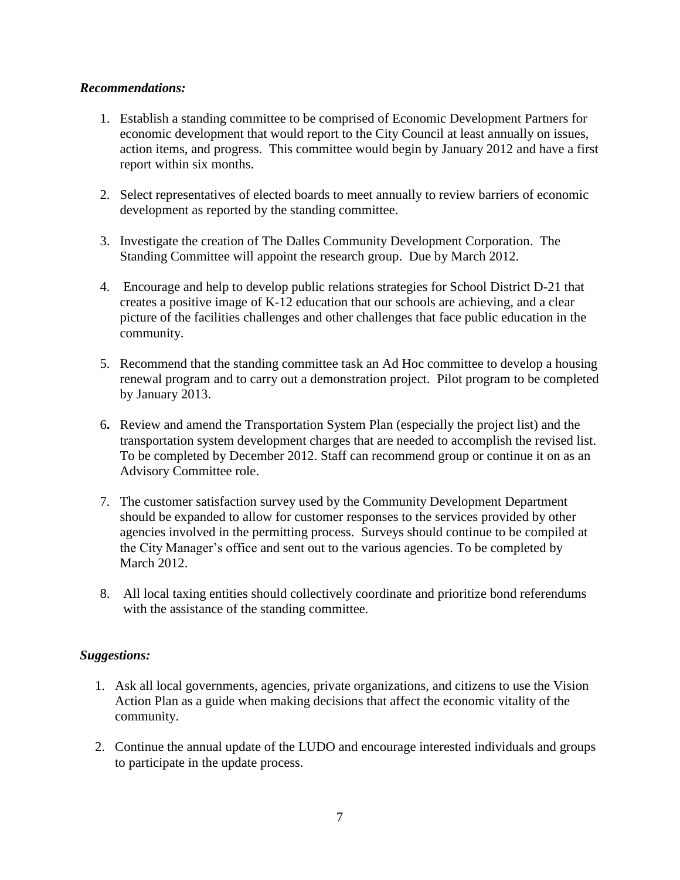***Recommendations:***

1. Establish a standing committee to be comprised of Economic Development Partners for economic development that would report to the City Council at least annually on issues, action items, and progress. This committee would begin by January 2012 and have a first report within six months.

2. Select representatives of elected boards to meet annually to review barriers of economic development as reported by the standing committee.

3. Investigate the creation of The Dalles Community Development Corporation. The Standing Committee will appoint the research group. Due by March 2012.

4. Encourage and help to develop public relations strategies for School District D-21 that creates a positive image of K-12 education that our schools are achieving, and a clear picture of the facilities challenges and other challenges that face public education in the community.

5. Recommend that the standing committee task an Ad Hoc committee to develop a housing renewal program and to carry out a demonstration project. Pilot program to be completed by January 2013.

6. Review and amend the Transportation System Plan (especially the project list) and the transportation system development charges that are needed to accomplish the revised list. To be completed by December 2012. Staff can recommend group or continue it on as an Advisory Committee role.

7. The customer satisfaction survey used by the Community Development Department should be expanded to allow for customer responses to the services provided by other agencies involved in the permitting process. Surveys should continue to be compiled at the City Manager's office and sent out to the various agencies. To be completed by March 2012.

8. All local taxing entities should collectively coordinate and prioritize bond referendums with the assistance of the standing committee.

***Suggestions:***

1. Ask all local governments, agencies, private organizations, and citizens to use the Vision Action Plan as a guide when making decisions that affect the economic vitality of the community.

2. Continue the annual update of the LUDO and encourage interested individuals and groups to participate in the update process.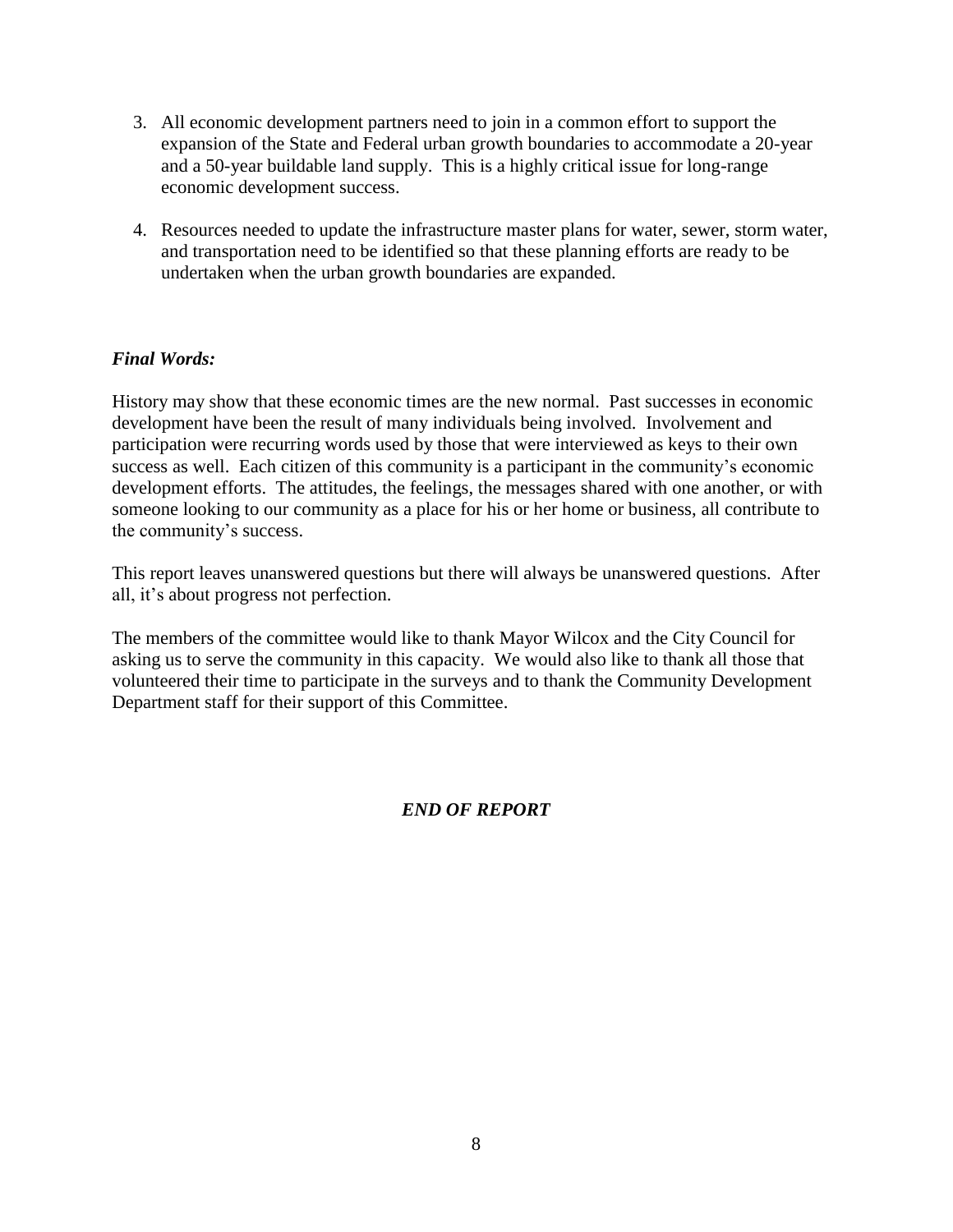3. All economic development partners need to join in a common effort to support the expansion of the State and Federal urban growth boundaries to accommodate a 20-year and a 50-year buildable land supply. This is a highly critical issue for long-range economic development success.

4. Resources needed to update the infrastructure master plans for water, sewer, storm water, and transportation need to be identified so that these planning efforts are ready to be undertaken when the urban growth boundaries are expanded.

***Final Words:***

History may show that these economic times are the new normal. Past successes in economic development have been the result of many individuals being involved. Involvement and participation were recurring words used by those that were interviewed as keys to their own success as well. Each citizen of this community is a participant in the community's economic development efforts. The attitudes, the feelings, the messages shared with one another, or with someone looking to our community as a place for his or her home or business, all contribute to the community's success.

This report leaves unanswered questions but there will always be unanswered questions. After all, it's about progress not perfection.

The members of the committee would like to thank Mayor Wilcox and the City Council for asking us to serve the community in this capacity. We would also like to thank all those that volunteered their time to participate in the surveys and to thank the Community Development Department staff for their support of this Committee.

***END OF REPORT***